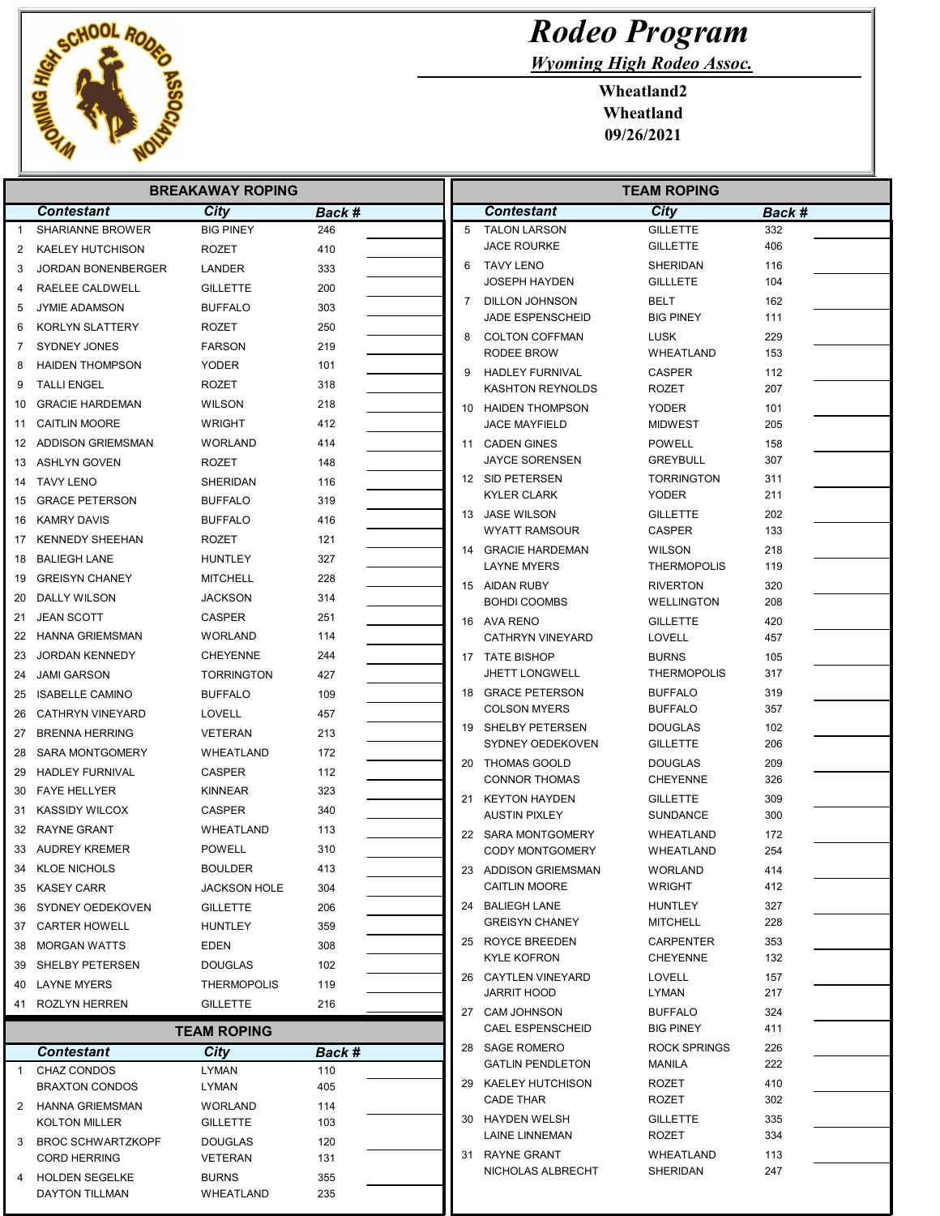# Rodeo Program

*Wyoming High Rodeo Assoc.*

**Wheatland2**
**Wheatland**
**09/26/2021**

## BREAKAWAY ROPING

| | Contestant | City | Back # | |
|---|---|---|---|---|
| 1 | SHARIANNE BROWER | BIG PINEY | 246 | |
| 2 | KAELEY HUTCHISON | ROZET | 410 | |
| 3 | JORDAN BONENBERGER | LANDER | 333 | |
| 4 | RAELEE CALDWELL | GILLETTE | 200 | |
| 5 | JYMIE ADAMSON | BUFFALO | 303 | |
| 6 | KORLYN SLATTERY | ROZET | 250 | |
| 7 | SYDNEY JONES | FARSON | 219 | |
| 8 | HAIDEN THOMPSON | YODER | 101 | |
| 9 | TALLI ENGEL | ROZET | 318 | |
| 10 | GRACIE HARDEMAN | WILSON | 218 | |
| 11 | CAITLIN MOORE | WRIGHT | 412 | |
| 12 | ADDISON GRIEMSMAN | WORLAND | 414 | |
| 13 | ASHLYN GOVEN | ROZET | 148 | |
| 14 | TAVY LENO | SHERIDAN | 116 | |
| 15 | GRACE PETERSON | BUFFALO | 319 | |
| 16 | KAMRY DAVIS | BUFFALO | 416 | |
| 17 | KENNEDY SHEEHAN | ROZET | 121 | |
| 18 | BALIEGH LANE | HUNTLEY | 327 | |
| 19 | GREISYN CHANEY | MITCHELL | 228 | |
| 20 | DALLY WILSON | JACKSON | 314 | |
| 21 | JEAN SCOTT | CASPER | 251 | |
| 22 | HANNA GRIEMSMAN | WORLAND | 114 | |
| 23 | JORDAN KENNEDY | CHEYENNE | 244 | |
| 24 | JAMI GARSON | TORRINGTON | 427 | |
| 25 | ISABELLE CAMINO | BUFFALO | 109 | |
| 26 | CATHRYN VINEYARD | LOVELL | 457 | |
| 27 | BRENNA HERRING | VETERAN | 213 | |
| 28 | SARA MONTGOMERY | WHEATLAND | 172 | |
| 29 | HADLEY FURNIVAL | CASPER | 112 | |
| 30 | FAYE HELLYER | KINNEAR | 323 | |
| 31 | KASSIDY WILCOX | CASPER | 340 | |
| 32 | RAYNE GRANT | WHEATLAND | 113 | |
| 33 | AUDREY KREMER | POWELL | 310 | |
| 34 | KLOE NICHOLS | BOULDER | 413 | |
| 35 | KASEY CARR | JACKSON HOLE | 304 | |
| 36 | SYDNEY OEDEKOVEN | GILLETTE | 206 | |
| 37 | CARTER HOWELL | HUNTLEY | 359 | |
| 38 | MORGAN WATTS | EDEN | 308 | |
| 39 | SHELBY PETERSEN | DOUGLAS | 102 | |
| 40 | LAYNE MYERS | THERMOPOLIS | 119 | |
| 41 | ROZLYN HERREN | GILLETTE | 216 | |

## TEAM ROPING

| | Contestant | City | Back # | |
|---|---|---|---|---|
| 1 | CHAZ CONDOS | LYMAN | 110 | |
| | BRAXTON CONDOS | LYMAN | 405 | |
| 2 | HANNA GRIEMSMAN | WORLAND | 114 | |
| | KOLTON MILLER | GILLETTE | 103 | |
| 3 | BROC SCHWARTZKOPF | DOUGLAS | 120 | |
| | CORD HERRING | VETERAN | 131 | |
| 4 | HOLDEN SEGELKE | BURNS | 355 | |
| | DAYTON TILLMAN | WHEATLAND | 235 | |
| 5 | TALON LARSON | GILLETTE | 332 | |
| | JACE ROURKE | GILLETTE | 406 | |
| 6 | TAVY LENO | SHERIDAN | 116 | |
| | JOSEPH HAYDEN | GILLLETE | 104 | |
| 7 | DILLON JOHNSON | BELT | 162 | |
| | JADE ESPENSCHEID | BIG PINEY | 111 | |
| 8 | COLTON COFFMAN | LUSK | 229 | |
| | RODEE BROW | WHEATLAND | 153 | |
| 9 | HADLEY FURNIVAL | CASPER | 112 | |
| | KASHTON REYNOLDS | ROZET | 207 | |
| 10 | HAIDEN THOMPSON | YODER | 101 | |
| | JACE MAYFIELD | MIDWEST | 205 | |
| 11 | CADEN GINES | POWELL | 158 | |
| | JAYCE SORENSEN | GREYBULL | 307 | |
| 12 | SID PETERSEN | TORRINGTON | 311 | |
| | KYLER CLARK | YODER | 211 | |
| 13 | JASE WILSON | GILLETTE | 202 | |
| | WYATT RAMSOUR | CASPER | 133 | |
| 14 | GRACIE HARDEMAN | WILSON | 218 | |
| | LAYNE MYERS | THERMOPOLIS | 119 | |
| 15 | AIDAN RUBY | RIVERTON | 320 | |
| | BOHDI COOMBS | WELLINGTON | 208 | |
| 16 | AVA RENO | GILLETTE | 420 | |
| | CATHRYN VINEYARD | LOVELL | 457 | |
| 17 | TATE BISHOP | BURNS | 105 | |
| | JHETT LONGWELL | THERMOPOLIS | 317 | |
| 18 | GRACE PETERSON | BUFFALO | 319 | |
| | COLSON MYERS | BUFFALO | 357 | |
| 19 | SHELBY PETERSEN | DOUGLAS | 102 | |
| | SYDNEY OEDEKOVEN | GILLETTE | 206 | |
| 20 | THOMAS GOOLD | DOUGLAS | 209 | |
| | CONNOR THOMAS | CHEYENNE | 326 | |
| 21 | KEYTON HAYDEN | GILLETTE | 309 | |
| | AUSTIN PIXLEY | SUNDANCE | 300 | |
| 22 | SARA MONTGOMERY | WHEATLAND | 172 | |
| | CODY MONTGOMERY | WHEATLAND | 254 | |
| 23 | ADDISON GRIEMSMAN | WORLAND | 414 | |
| | CAITLIN MOORE | WRIGHT | 412 | |
| 24 | BALIEGH LANE | HUNTLEY | 327 | |
| | GREISYN CHANEY | MITCHELL | 228 | |
| 25 | ROYCE BREEDEN | CARPENTER | 353 | |
| | KYLE KOFRON | CHEYENNE | 132 | |
| 26 | CAYTLEN VINEYARD | LOVELL | 157 | |
| | JARRIT HOOD | LYMAN | 217 | |
| 27 | CAM JOHNSON | BUFFALO | 324 | |
| | CAEL ESPENSCHEID | BIG PINEY | 411 | |
| 28 | SAGE ROMERO | ROCK SPRINGS | 226 | |
| | GATLIN PENDLETON | MANILA | 222 | |
| 29 | KAELEY HUTCHISON | ROZET | 410 | |
| | CADE THAR | ROZET | 302 | |
| 30 | HAYDEN WELSH | GILLETTE | 335 | |
| | LAINE LINNEMAN | ROZET | 334 | |
| 31 | RAYNE GRANT | WHEATLAND | 113 | |
| | NICHOLAS ALBRECHT | SHERIDAN | 247 | |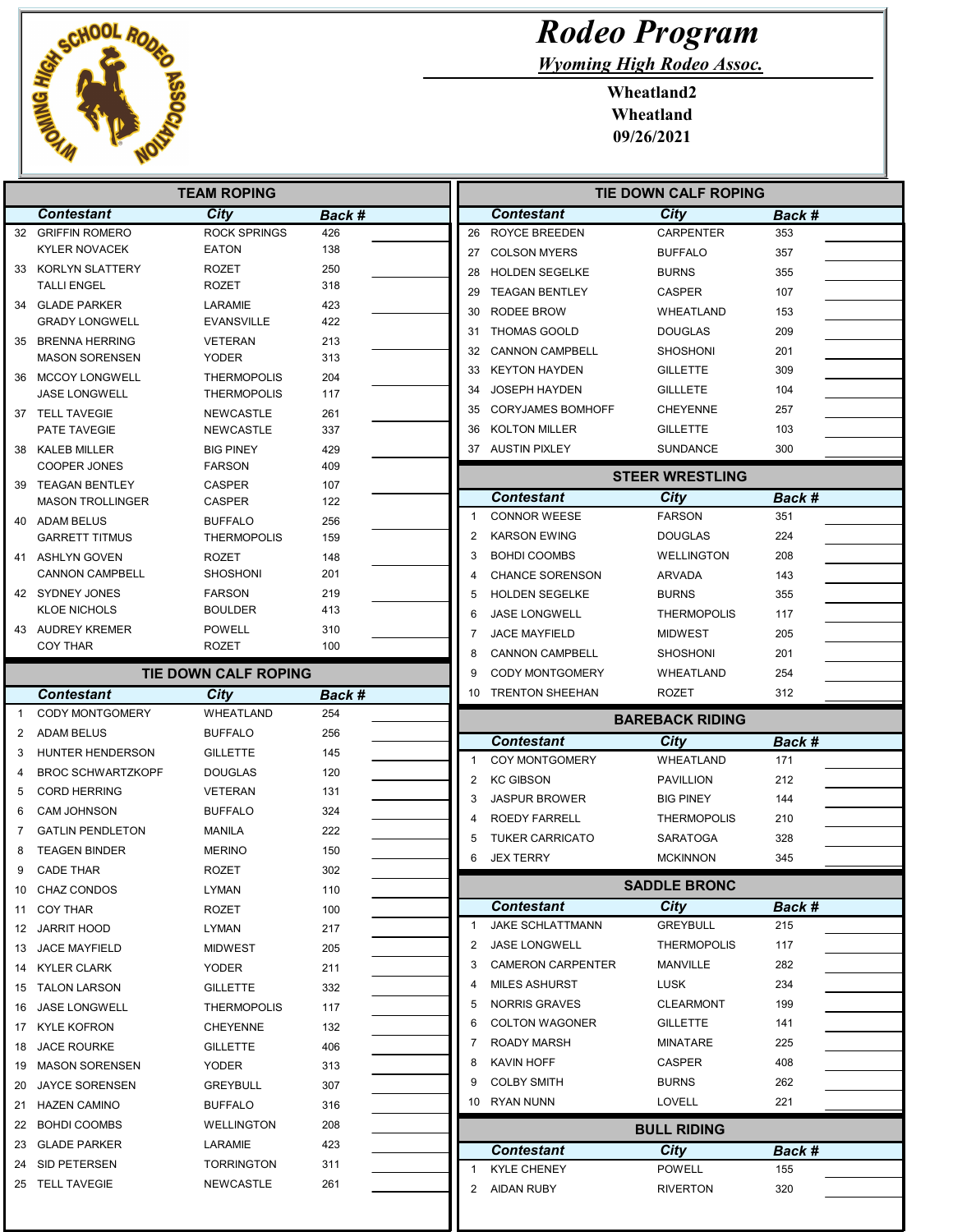# Rodeo Program

*Wyoming High Rodeo Assoc.*

**Wheatland2**
**Wheatland**
**09/26/2021**

## TEAM ROPING

| | Contestant | City | Back # |
|---|---|---|---|
| 32 | GRIFFIN ROMERO | ROCK SPRINGS | 426 |
| | KYLER NOVACEK | EATON | 138 |
| 33 | KORLYN SLATTERY | ROZET | 250 |
| | TALLI ENGEL | ROZET | 318 |
| 34 | GLADE PARKER | LARAMIE | 423 |
| | GRADY LONGWELL | EVANSVILLE | 422 |
| 35 | BRENNA HERRING | VETERAN | 213 |
| | MASON SORENSEN | YODER | 313 |
| 36 | MCCOY LONGWELL | THERMOPOLIS | 204 |
| | JASE LONGWELL | THERMOPOLIS | 117 |
| 37 | TELL TAVEGIE | NEWCASTLE | 261 |
| | PATE TAVEGIE | NEWCASTLE | 337 |
| 38 | KALEB MILLER | BIG PINEY | 429 |
| | COOPER JONES | FARSON | 409 |
| 39 | TEAGAN BENTLEY | CASPER | 107 |
| | MASON TROLLINGER | CASPER | 122 |
| 40 | ADAM BELUS | BUFFALO | 256 |
| | GARRETT TITMUS | THERMOPOLIS | 159 |
| 41 | ASHLYN GOVEN | ROZET | 148 |
| | CANNON CAMPBELL | SHOSHONI | 201 |
| 42 | SYDNEY JONES | FARSON | 219 |
| | KLOE NICHOLS | BOULDER | 413 |
| 43 | AUDREY KREMER | POWELL | 310 |
| | COY THAR | ROZET | 100 |

## TIE DOWN CALF ROPING

| | Contestant | City | Back # |
|---|---|---|---|
| 1 | CODY MONTGOMERY | WHEATLAND | 254 |
| 2 | ADAM BELUS | BUFFALO | 256 |
| 3 | HUNTER HENDERSON | GILLETTE | 145 |
| 4 | BROC SCHWARTZKOPF | DOUGLAS | 120 |
| 5 | CORD HERRING | VETERAN | 131 |
| 6 | CAM JOHNSON | BUFFALO | 324 |
| 7 | GATLIN PENDLETON | MANILA | 222 |
| 8 | TEAGEN BINDER | MERINO | 150 |
| 9 | CADE THAR | ROZET | 302 |
| 10 | CHAZ CONDOS | LYMAN | 110 |
| 11 | COY THAR | ROZET | 100 |
| 12 | JARRIT HOOD | LYMAN | 217 |
| 13 | JACE MAYFIELD | MIDWEST | 205 |
| 14 | KYLER CLARK | YODER | 211 |
| 15 | TALON LARSON | GILLETTE | 332 |
| 16 | JASE LONGWELL | THERMOPOLIS | 117 |
| 17 | KYLE KOFRON | CHEYENNE | 132 |
| 18 | JACE ROURKE | GILLETTE | 406 |
| 19 | MASON SORENSEN | YODER | 313 |
| 20 | JAYCE SORENSEN | GREYBULL | 307 |
| 21 | HAZEN CAMINO | BUFFALO | 316 |
| 22 | BOHDI COOMBS | WELLINGTON | 208 |
| 23 | GLADE PARKER | LARAMIE | 423 |
| 24 | SID PETERSEN | TORRINGTON | 311 |
| 25 | TELL TAVEGIE | NEWCASTLE | 261 |
| 26 | ROYCE BREEDEN | CARPENTER | 353 |
| 27 | COLSON MYERS | BUFFALO | 357 |
| 28 | HOLDEN SEGELKE | BURNS | 355 |
| 29 | TEAGAN BENTLEY | CASPER | 107 |
| 30 | RODEE BROW | WHEATLAND | 153 |
| 31 | THOMAS GOOLD | DOUGLAS | 209 |
| 32 | CANNON CAMPBELL | SHOSHONI | 201 |
| 33 | KEYTON HAYDEN | GILLETTE | 309 |
| 34 | JOSEPH HAYDEN | GILLLETE | 104 |
| 35 | CORYJAMES BOMHOFF | CHEYENNE | 257 |
| 36 | KOLTON MILLER | GILLETTE | 103 |
| 37 | AUSTIN PIXLEY | SUNDANCE | 300 |

## STEER WRESTLING

| | Contestant | City | Back # |
|---|---|---|---|
| 1 | CONNOR WEESE | FARSON | 351 |
| 2 | KARSON EWING | DOUGLAS | 224 |
| 3 | BOHDI COOMBS | WELLINGTON | 208 |
| 4 | CHANCE SORENSON | ARVADA | 143 |
| 5 | HOLDEN SEGELKE | BURNS | 355 |
| 6 | JASE LONGWELL | THERMOPOLIS | 117 |
| 7 | JACE MAYFIELD | MIDWEST | 205 |
| 8 | CANNON CAMPBELL | SHOSHONI | 201 |
| 9 | CODY MONTGOMERY | WHEATLAND | 254 |
| 10 | TRENTON SHEEHAN | ROZET | 312 |

## BAREBACK RIDING

| | Contestant | City | Back # |
|---|---|---|---|
| 1 | COY MONTGOMERY | WHEATLAND | 171 |
| 2 | KC GIBSON | PAVILLION | 212 |
| 3 | JASPUR BROWER | BIG PINEY | 144 |
| 4 | ROEDY FARRELL | THERMOPOLIS | 210 |
| 5 | TUKER CARRICATO | SARATOGA | 328 |
| 6 | JEX TERRY | MCKINNON | 345 |

## SADDLE BRONC

| | Contestant | City | Back # |
|---|---|---|---|
| 1 | JAKE SCHLATTMANN | GREYBULL | 215 |
| 2 | JASE LONGWELL | THERMOPOLIS | 117 |
| 3 | CAMERON CARPENTER | MANVILLE | 282 |
| 4 | MILES ASHURST | LUSK | 234 |
| 5 | NORRIS GRAVES | CLEARMONT | 199 |
| 6 | COLTON WAGONER | GILLETTE | 141 |
| 7 | ROADY MARSH | MINATARE | 225 |
| 8 | KAVIN HOFF | CASPER | 408 |
| 9 | COLBY SMITH | BURNS | 262 |
| 10 | RYAN NUNN | LOVELL | 221 |

## BULL RIDING

| | Contestant | City | Back # |
|---|---|---|---|
| 1 | KYLE CHENEY | POWELL | 155 |
| 2 | AIDAN RUBY | RIVERTON | 320 |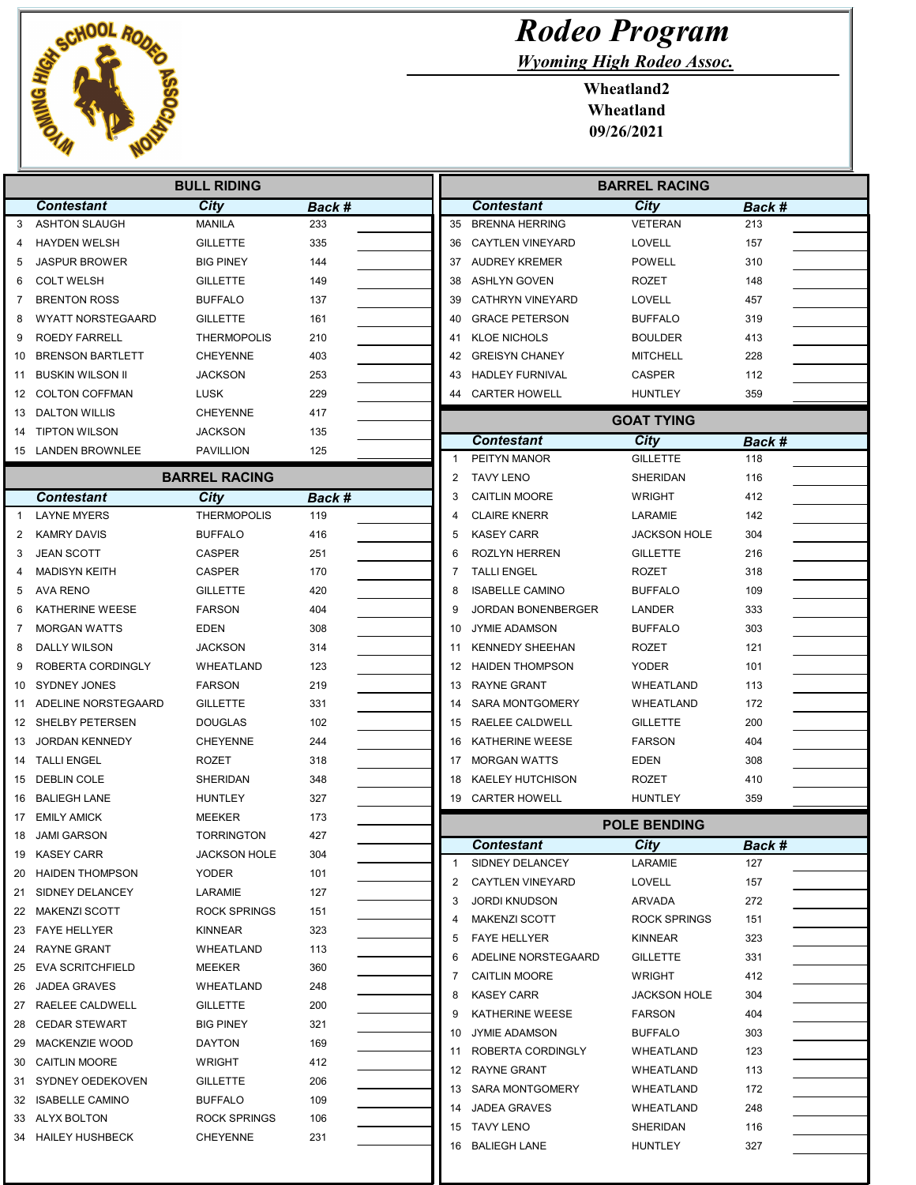# Rodeo Program

*Wyoming High Rodeo Assoc.*

**Wheatland2**
**Wheatland**
**09/26/2021**

## BULL RIDING

| | Contestant | City | Back # | |
|---|---|---|---|---|
| 3 | ASHTON SLAUGH | MANILA | 233 | |
| 4 | HAYDEN WELSH | GILLETTE | 335 | |
| 5 | JASPUR BROWER | BIG PINEY | 144 | |
| 6 | COLT WELSH | GILLETTE | 149 | |
| 7 | BRENTON ROSS | BUFFALO | 137 | |
| 8 | WYATT NORSTEGAARD | GILLETTE | 161 | |
| 9 | ROEDY FARRELL | THERMOPOLIS | 210 | |
| 10 | BRENSON BARTLETT | CHEYENNE | 403 | |
| 11 | BUSKIN WILSON II | JACKSON | 253 | |
| 12 | COLTON COFFMAN | LUSK | 229 | |
| 13 | DALTON WILLIS | CHEYENNE | 417 | |
| 14 | TIPTON WILSON | JACKSON | 135 | |
| 15 | LANDEN BROWNLEE | PAVILLION | 125 | |

## BARREL RACING

| | Contestant | City | Back # | |
|---|---|---|---|---|
| 1 | LAYNE MYERS | THERMOPOLIS | 119 | |
| 2 | KAMRY DAVIS | BUFFALO | 416 | |
| 3 | JEAN SCOTT | CASPER | 251 | |
| 4 | MADISYN KEITH | CASPER | 170 | |
| 5 | AVA RENO | GILLETTE | 420 | |
| 6 | KATHERINE WEESE | FARSON | 404 | |
| 7 | MORGAN WATTS | EDEN | 308 | |
| 8 | DALLY WILSON | JACKSON | 314 | |
| 9 | ROBERTA CORDINGLY | WHEATLAND | 123 | |
| 10 | SYDNEY JONES | FARSON | 219 | |
| 11 | ADELINE NORSTEGAARD | GILLETTE | 331 | |
| 12 | SHELBY PETERSEN | DOUGLAS | 102 | |
| 13 | JORDAN KENNEDY | CHEYENNE | 244 | |
| 14 | TALLI ENGEL | ROZET | 318 | |
| 15 | DEBLIN COLE | SHERIDAN | 348 | |
| 16 | BALIEGH LANE | HUNTLEY | 327 | |
| 17 | EMILY AMICK | MEEKER | 173 | |
| 18 | JAMI GARSON | TORRINGTON | 427 | |
| 19 | KASEY CARR | JACKSON HOLE | 304 | |
| 20 | HAIDEN THOMPSON | YODER | 101 | |
| 21 | SIDNEY DELANCEY | LARAMIE | 127 | |
| 22 | MAKENZI SCOTT | ROCK SPRINGS | 151 | |
| 23 | FAYE HELLYER | KINNEAR | 323 | |
| 24 | RAYNE GRANT | WHEATLAND | 113 | |
| 25 | EVA SCRITCHFIELD | MEEKER | 360 | |
| 26 | JADEA GRAVES | WHEATLAND | 248 | |
| 27 | RAELEE CALDWELL | GILLETTE | 200 | |
| 28 | CEDAR STEWART | BIG PINEY | 321 | |
| 29 | MACKENZIE WOOD | DAYTON | 169 | |
| 30 | CAITLIN MOORE | WRIGHT | 412 | |
| 31 | SYDNEY OEDEKOVEN | GILLETTE | 206 | |
| 32 | ISABELLE CAMINO | BUFFALO | 109 | |
| 33 | ALYX BOLTON | ROCK SPRINGS | 106 | |
| 34 | HAILEY HUSHBECK | CHEYENNE | 231 | |
| 35 | BRENNA HERRING | VETERAN | 213 | |
| 36 | CAYTLEN VINEYARD | LOVELL | 157 | |
| 37 | AUDREY KREMER | POWELL | 310 | |
| 38 | ASHLYN GOVEN | ROZET | 148 | |
| 39 | CATHRYN VINEYARD | LOVELL | 457 | |
| 40 | GRACE PETERSON | BUFFALO | 319 | |
| 41 | KLOE NICHOLS | BOULDER | 413 | |
| 42 | GREISYN CHANEY | MITCHELL | 228 | |
| 43 | HADLEY FURNIVAL | CASPER | 112 | |
| 44 | CARTER HOWELL | HUNTLEY | 359 | |

## GOAT TYING

| | Contestant | City | Back # | |
|---|---|---|---|---|
| 1 | PEITYN MANOR | GILLETTE | 118 | |
| 2 | TAVY LENO | SHERIDAN | 116 | |
| 3 | CAITLIN MOORE | WRIGHT | 412 | |
| 4 | CLAIRE KNERR | LARAMIE | 142 | |
| 5 | KASEY CARR | JACKSON HOLE | 304 | |
| 6 | ROZLYN HERREN | GILLETTE | 216 | |
| 7 | TALLI ENGEL | ROZET | 318 | |
| 8 | ISABELLE CAMINO | BUFFALO | 109 | |
| 9 | JORDAN BONENBERGER | LANDER | 333 | |
| 10 | JYMIE ADAMSON | BUFFALO | 303 | |
| 11 | KENNEDY SHEEHAN | ROZET | 121 | |
| 12 | HAIDEN THOMPSON | YODER | 101 | |
| 13 | RAYNE GRANT | WHEATLAND | 113 | |
| 14 | SARA MONTGOMERY | WHEATLAND | 172 | |
| 15 | RAELEE CALDWELL | GILLETTE | 200 | |
| 16 | KATHERINE WEESE | FARSON | 404 | |
| 17 | MORGAN WATTS | EDEN | 308 | |
| 18 | KAELEY HUTCHISON | ROZET | 410 | |
| 19 | CARTER HOWELL | HUNTLEY | 359 | |

## POLE BENDING

| | Contestant | City | Back # | |
|---|---|---|---|---|
| 1 | SIDNEY DELANCEY | LARAMIE | 127 | |
| 2 | CAYTLEN VINEYARD | LOVELL | 157 | |
| 3 | JORDI KNUDSON | ARVADA | 272 | |
| 4 | MAKENZI SCOTT | ROCK SPRINGS | 151 | |
| 5 | FAYE HELLYER | KINNEAR | 323 | |
| 6 | ADELINE NORSTEGAARD | GILLETTE | 331 | |
| 7 | CAITLIN MOORE | WRIGHT | 412 | |
| 8 | KASEY CARR | JACKSON HOLE | 304 | |
| 9 | KATHERINE WEESE | FARSON | 404 | |
| 10 | JYMIE ADAMSON | BUFFALO | 303 | |
| 11 | ROBERTA CORDINGLY | WHEATLAND | 123 | |
| 12 | RAYNE GRANT | WHEATLAND | 113 | |
| 13 | SARA MONTGOMERY | WHEATLAND | 172 | |
| 14 | JADEA GRAVES | WHEATLAND | 248 | |
| 15 | TAVY LENO | SHERIDAN | 116 | |
| 16 | BALIEGH LANE | HUNTLEY | 327 | |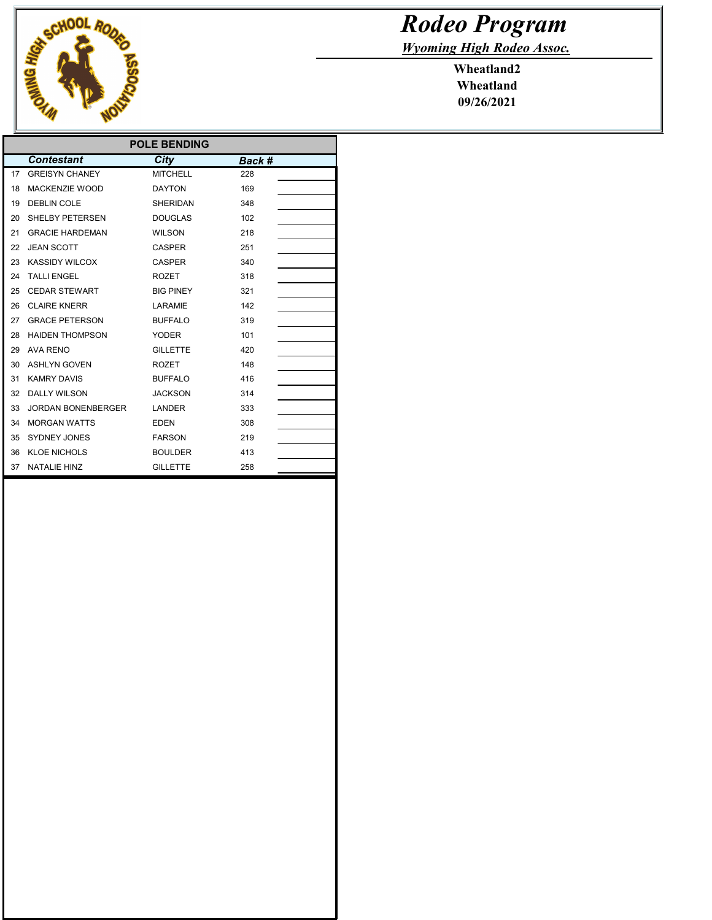# Rodeo Program

***Wyoming High Rodeo Assoc.***

**Wheatland2**
**Wheatland**
**09/26/2021**

## POLE BENDING

| | Contestant | City | Back # | |
|---|---|---|---|---|
| 17 | GREISYN CHANEY | MITCHELL | 228 | |
| 18 | MACKENZIE WOOD | DAYTON | 169 | |
| 19 | DEBLIN COLE | SHERIDAN | 348 | |
| 20 | SHELBY PETERSEN | DOUGLAS | 102 | |
| 21 | GRACIE HARDEMAN | WILSON | 218 | |
| 22 | JEAN SCOTT | CASPER | 251 | |
| 23 | KASSIDY WILCOX | CASPER | 340 | |
| 24 | TALLI ENGEL | ROZET | 318 | |
| 25 | CEDAR STEWART | BIG PINEY | 321 | |
| 26 | CLAIRE KNERR | LARAMIE | 142 | |
| 27 | GRACE PETERSON | BUFFALO | 319 | |
| 28 | HAIDEN THOMPSON | YODER | 101 | |
| 29 | AVA RENO | GILLETTE | 420 | |
| 30 | ASHLYN GOVEN | ROZET | 148 | |
| 31 | KAMRY DAVIS | BUFFALO | 416 | |
| 32 | DALLY WILSON | JACKSON | 314 | |
| 33 | JORDAN BONENBERGER | LANDER | 333 | |
| 34 | MORGAN WATTS | EDEN | 308 | |
| 35 | SYDNEY JONES | FARSON | 219 | |
| 36 | KLOE NICHOLS | BOULDER | 413 | |
| 37 | NATALIE HINZ | GILLETTE | 258 | |